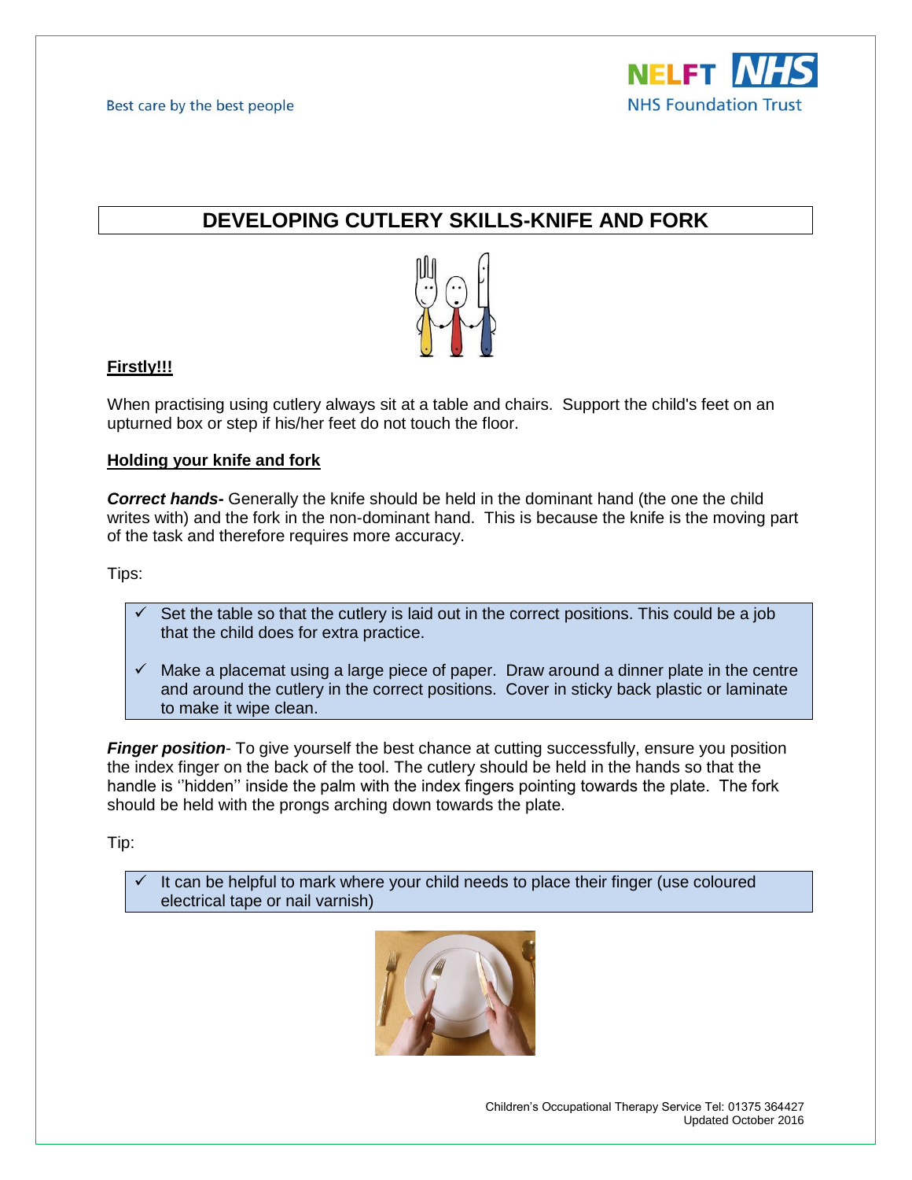# DEVELOPING CUTLERY SKILLS-KNIFE AND FORK

**Firstly!!!**

When practising using cutlery always sit at a table and chairs. Support the child's feet on an upturned box or step if his/her feet do not touch the floor.

**Holding your knife and fork**

***Correct hands-*** Generally the knife should be held in the dominant hand (the one the child writes with) and the fork in the non-dominant hand. This is because the knife is the moving part of the task and therefore requires more accuracy.

Tips:

- ✓ Set the table so that the cutlery is laid out in the correct positions. This could be a job that the child does for extra practice.
- ✓ Make a placemat using a large piece of paper. Draw around a dinner plate in the centre and around the cutlery in the correct positions. Cover in sticky back plastic or laminate to make it wipe clean.

***Finger position***- To give yourself the best chance at cutting successfully, ensure you position the index finger on the back of the tool. The cutlery should be held in the hands so that the handle is ''hidden'' inside the palm with the index fingers pointing towards the plate. The fork should be held with the prongs arching down towards the plate.

Tip:

- ✓ It can be helpful to mark where your child needs to place their finger (use coloured electrical tape or nail varnish)

Children's Occupational Therapy Service Tel: 01375 364427
Updated October 2016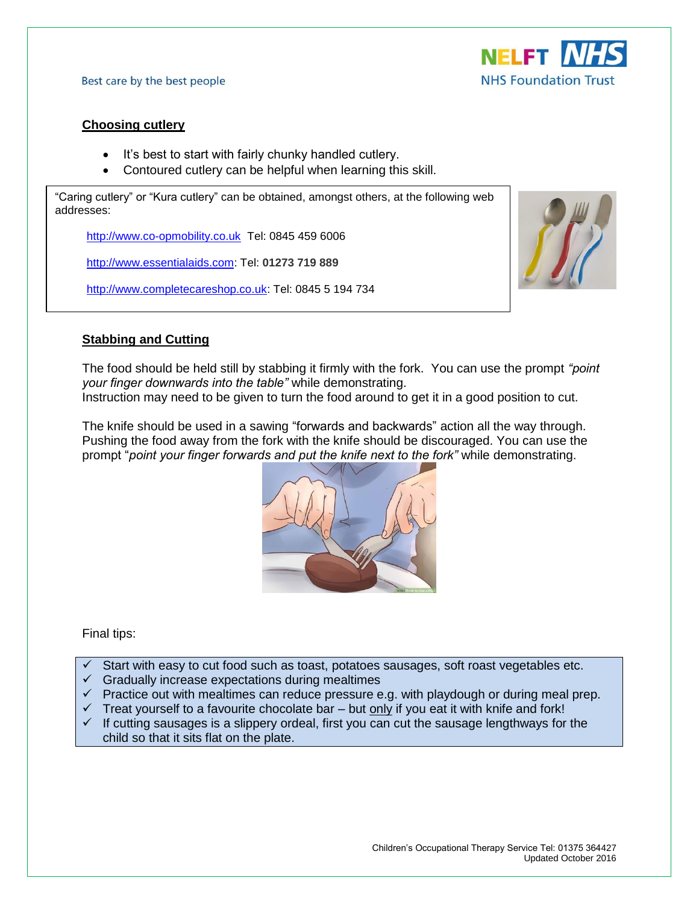## Choosing cutlery

- It's best to start with fairly chunky handled cutlery.
- Contoured cutlery can be helpful when learning this skill.

"Caring cutlery" or "Kura cutlery" can be obtained, amongst others, at the following web addresses:

http://www.co-opmobility.co.uk Tel: 0845 459 6006

http://www.essentialaids.com: Tel: **01273 719 889**

http://www.completecareshop.co.uk: Tel: 0845 5 194 734

## Stabbing and Cutting

The food should be held still by stabbing it firmly with the fork. You can use the prompt *"point your finger downwards into the table"* while demonstrating.
Instruction may need to be given to turn the food around to get it in a good position to cut.

The knife should be used in a sawing "forwards and backwards" action all the way through. Pushing the food away from the fork with the knife should be discouraged. You can use the prompt "*point your finger forwards and put the knife next to the fork"* while demonstrating.

Final tips:

- ✓ Start with easy to cut food such as toast, potatoes sausages, soft roast vegetables etc.
- ✓ Gradually increase expectations during mealtimes
- ✓ Practice out with mealtimes can reduce pressure e.g. with playdough or during meal prep.
- ✓ Treat yourself to a favourite chocolate bar – but only if you eat it with knife and fork!
- ✓ If cutting sausages is a slippery ordeal, first you can cut the sausage lengthways for the child so that it sits flat on the plate.

Children's Occupational Therapy Service Tel: 01375 364427
Updated October 2016